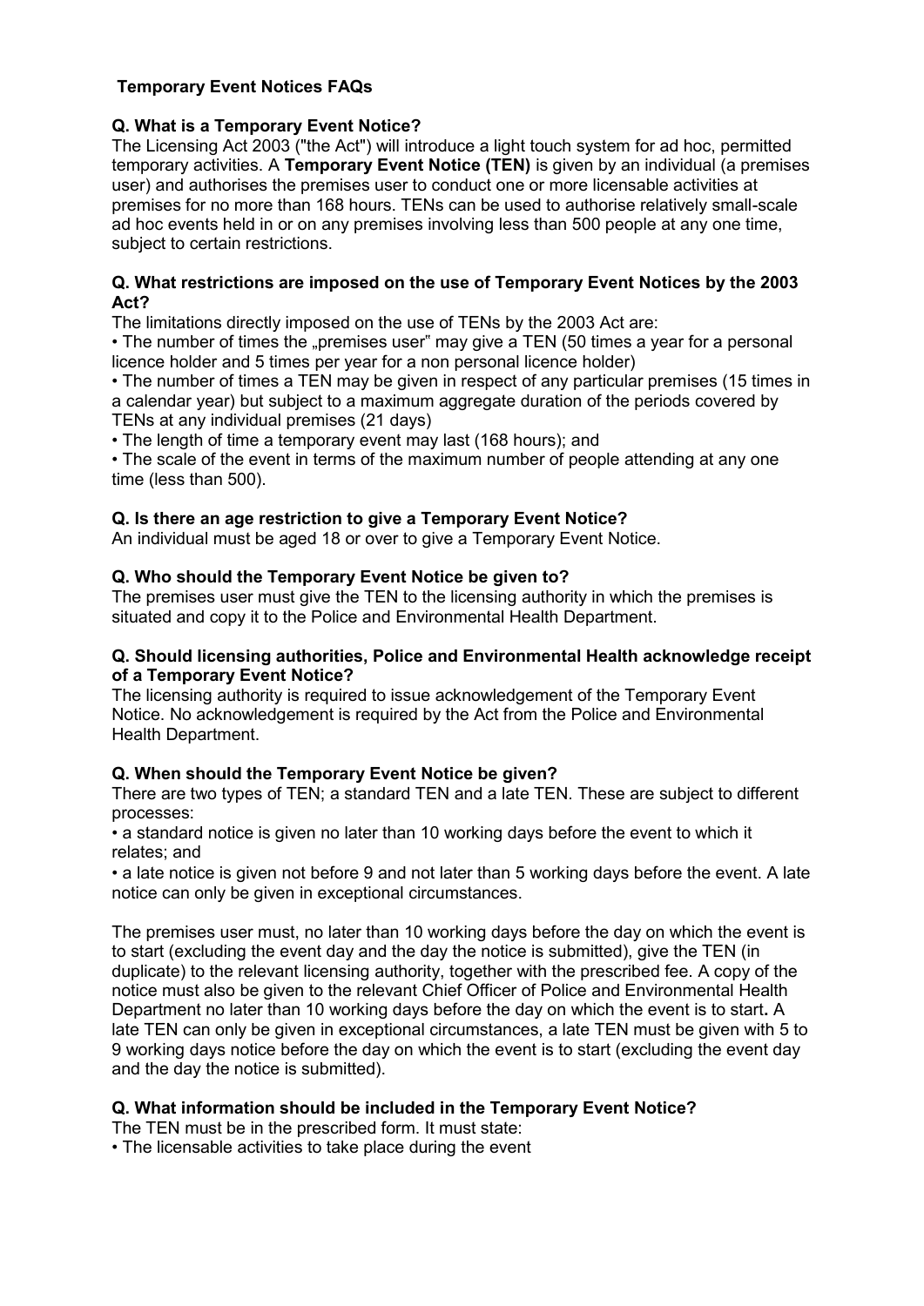## Temporary Event Notices FAQs

**Q. What is a Temporary Event Notice?**

The Licensing Act 2003 ("the Act") will introduce a light touch system for ad hoc, permitted temporary activities. A **Temporary Event Notice (TEN)** is given by an individual (a premises user) and authorises the premises user to conduct one or more licensable activities at premises for no more than 168 hours. TENs can be used to authorise relatively small-scale ad hoc events held in or on any premises involving less than 500 people at any one time, subject to certain restrictions.

**Q. What restrictions are imposed on the use of Temporary Event Notices by the 2003 Act?**

The limitations directly imposed on the use of TENs by the 2003 Act are:

- The number of times the „premises user" may give a TEN (50 times a year for a personal licence holder and 5 times per year for a non personal licence holder)
- The number of times a TEN may be given in respect of any particular premises (15 times in a calendar year) but subject to a maximum aggregate duration of the periods covered by TENs at any individual premises (21 days)
- The length of time a temporary event may last (168 hours); and
- The scale of the event in terms of the maximum number of people attending at any one time (less than 500).

**Q. Is there an age restriction to give a Temporary Event Notice?**

An individual must be aged 18 or over to give a Temporary Event Notice.

**Q. Who should the Temporary Event Notice be given to?**

The premises user must give the TEN to the licensing authority in which the premises is situated and copy it to the Police and Environmental Health Department.

**Q. Should licensing authorities, Police and Environmental Health acknowledge receipt of a Temporary Event Notice?**

The licensing authority is required to issue acknowledgement of the Temporary Event Notice. No acknowledgement is required by the Act from the Police and Environmental Health Department.

**Q. When should the Temporary Event Notice be given?**

There are two types of TEN; a standard TEN and a late TEN. These are subject to different processes:

- a standard notice is given no later than 10 working days before the event to which it relates; and
- a late notice is given not before 9 and not later than 5 working days before the event. A late notice can only be given in exceptional circumstances.

The premises user must, no later than 10 working days before the day on which the event is to start (excluding the event day and the day the notice is submitted), give the TEN (in duplicate) to the relevant licensing authority, together with the prescribed fee. A copy of the notice must also be given to the relevant Chief Officer of Police and Environmental Health Department no later than 10 working days before the day on which the event is to start**.** A late TEN can only be given in exceptional circumstances, a late TEN must be given with 5 to 9 working days notice before the day on which the event is to start (excluding the event day and the day the notice is submitted).

**Q. What information should be included in the Temporary Event Notice?**

The TEN must be in the prescribed form. It must state:

- The licensable activities to take place during the event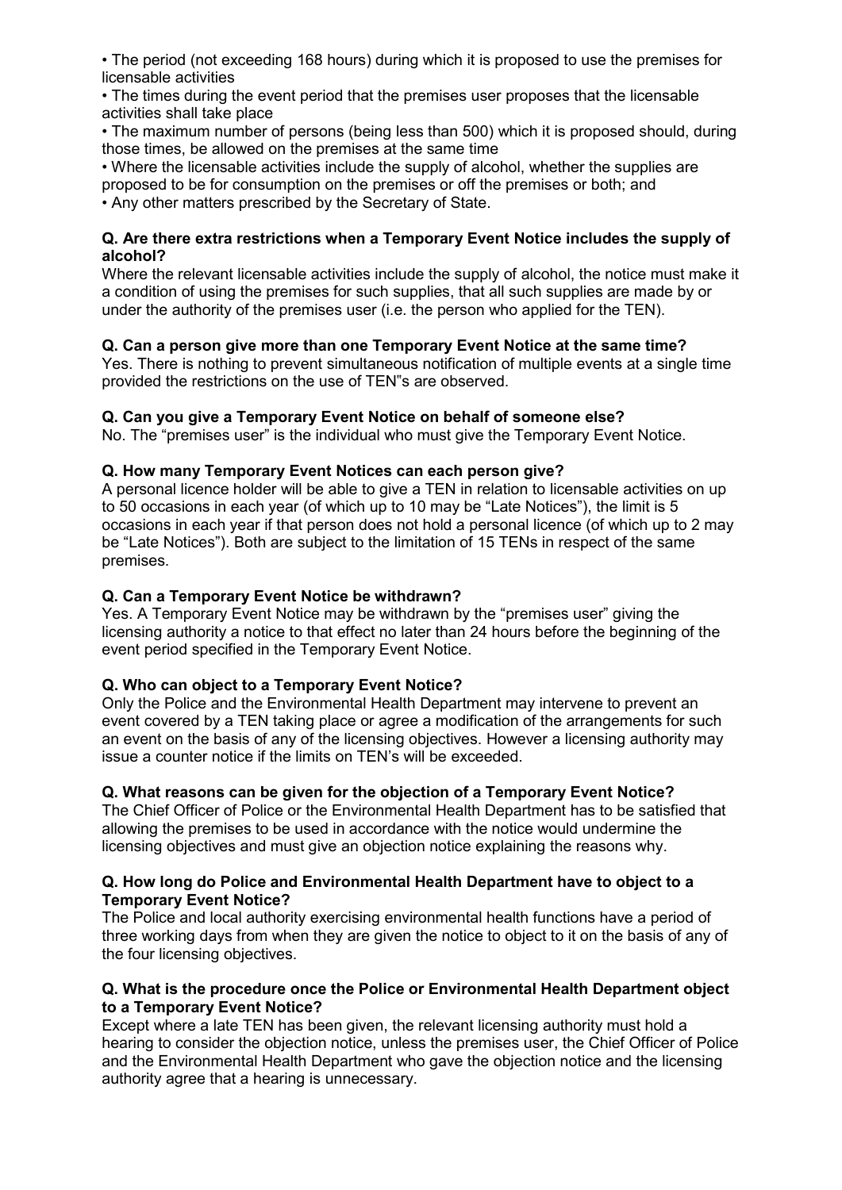- The period (not exceeding 168 hours) during which it is proposed to use the premises for licensable activities
- The times during the event period that the premises user proposes that the licensable activities shall take place
- The maximum number of persons (being less than 500) which it is proposed should, during those times, be allowed on the premises at the same time
- Where the licensable activities include the supply of alcohol, whether the supplies are proposed to be for consumption on the premises or off the premises or both; and
- Any other matters prescribed by the Secretary of State.

**Q. Are there extra restrictions when a Temporary Event Notice includes the supply of alcohol?**

Where the relevant licensable activities include the supply of alcohol, the notice must make it a condition of using the premises for such supplies, that all such supplies are made by or under the authority of the premises user (i.e. the person who applied for the TEN).

**Q. Can a person give more than one Temporary Event Notice at the same time?**

Yes. There is nothing to prevent simultaneous notification of multiple events at a single time provided the restrictions on the use of TEN"s are observed.

**Q. Can you give a Temporary Event Notice on behalf of someone else?**

No. The "premises user" is the individual who must give the Temporary Event Notice.

**Q. How many Temporary Event Notices can each person give?**

A personal licence holder will be able to give a TEN in relation to licensable activities on up to 50 occasions in each year (of which up to 10 may be "Late Notices"), the limit is 5 occasions in each year if that person does not hold a personal licence (of which up to 2 may be "Late Notices"). Both are subject to the limitation of 15 TENs in respect of the same premises.

**Q. Can a Temporary Event Notice be withdrawn?**

Yes. A Temporary Event Notice may be withdrawn by the "premises user" giving the licensing authority a notice to that effect no later than 24 hours before the beginning of the event period specified in the Temporary Event Notice.

**Q. Who can object to a Temporary Event Notice?**

Only the Police and the Environmental Health Department may intervene to prevent an event covered by a TEN taking place or agree a modification of the arrangements for such an event on the basis of any of the licensing objectives. However a licensing authority may issue a counter notice if the limits on TEN's will be exceeded.

**Q. What reasons can be given for the objection of a Temporary Event Notice?**

The Chief Officer of Police or the Environmental Health Department has to be satisfied that allowing the premises to be used in accordance with the notice would undermine the licensing objectives and must give an objection notice explaining the reasons why.

**Q. How long do Police and Environmental Health Department have to object to a Temporary Event Notice?**

The Police and local authority exercising environmental health functions have a period of three working days from when they are given the notice to object to it on the basis of any of the four licensing objectives.

**Q. What is the procedure once the Police or Environmental Health Department object to a Temporary Event Notice?**

Except where a late TEN has been given, the relevant licensing authority must hold a hearing to consider the objection notice, unless the premises user, the Chief Officer of Police and the Environmental Health Department who gave the objection notice and the licensing authority agree that a hearing is unnecessary.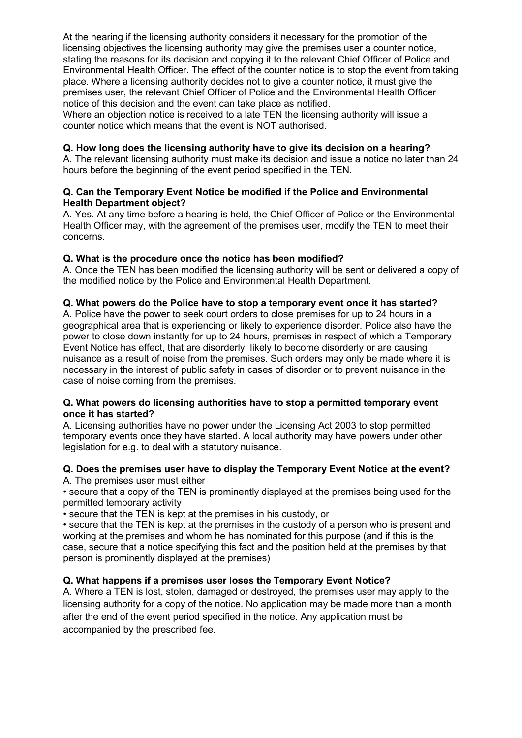At the hearing if the licensing authority considers it necessary for the promotion of the licensing objectives the licensing authority may give the premises user a counter notice, stating the reasons for its decision and copying it to the relevant Chief Officer of Police and Environmental Health Officer. The effect of the counter notice is to stop the event from taking place. Where a licensing authority decides not to give a counter notice, it must give the premises user, the relevant Chief Officer of Police and the Environmental Health Officer notice of this decision and the event can take place as notified.
Where an objection notice is received to a late TEN the licensing authority will issue a counter notice which means that the event is NOT authorised.

**Q. How long does the licensing authority have to give its decision on a hearing?**
A. The relevant licensing authority must make its decision and issue a notice no later than 24 hours before the beginning of the event period specified in the TEN.

**Q. Can the Temporary Event Notice be modified if the Police and Environmental Health Department object?**
A. Yes. At any time before a hearing is held, the Chief Officer of Police or the Environmental Health Officer may, with the agreement of the premises user, modify the TEN to meet their concerns.

**Q. What is the procedure once the notice has been modified?**
A. Once the TEN has been modified the licensing authority will be sent or delivered a copy of the modified notice by the Police and Environmental Health Department.

**Q. What powers do the Police have to stop a temporary event once it has started?**
A. Police have the power to seek court orders to close premises for up to 24 hours in a geographical area that is experiencing or likely to experience disorder. Police also have the power to close down instantly for up to 24 hours, premises in respect of which a Temporary Event Notice has effect, that are disorderly, likely to become disorderly or are causing nuisance as a result of noise from the premises. Such orders may only be made where it is necessary in the interest of public safety in cases of disorder or to prevent nuisance in the case of noise coming from the premises.

**Q. What powers do licensing authorities have to stop a permitted temporary event once it has started?**
A. Licensing authorities have no power under the Licensing Act 2003 to stop permitted temporary events once they have started. A local authority may have powers under other legislation for e.g. to deal with a statutory nuisance.

**Q. Does the premises user have to display the Temporary Event Notice at the event?**
A. The premises user must either

- secure that a copy of the TEN is prominently displayed at the premises being used for the permitted temporary activity
- secure that the TEN is kept at the premises in his custody, or
- secure that the TEN is kept at the premises in the custody of a person who is present and working at the premises and whom he has nominated for this purpose (and if this is the case, secure that a notice specifying this fact and the position held at the premises by that person is prominently displayed at the premises)

**Q. What happens if a premises user loses the Temporary Event Notice?**
A. Where a TEN is lost, stolen, damaged or destroyed, the premises user may apply to the licensing authority for a copy of the notice. No application may be made more than a month after the end of the event period specified in the notice. Any application must be accompanied by the prescribed fee.